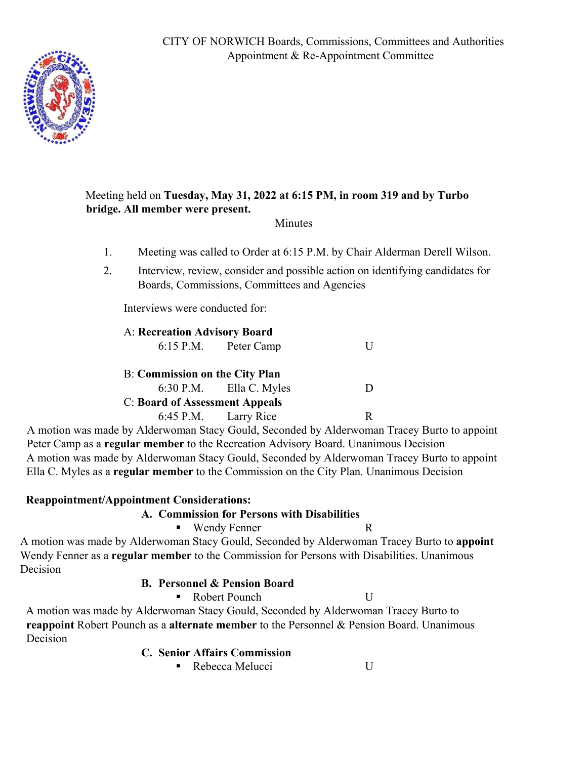CITY OF NORWICH Boards, Commissions, Committees and Authorities
Appointment & Re-Appointment Committee

Meeting held on **Tuesday, May 31, 2022 at 6:15 PM, in room 319 and by Turbo bridge. All member were present.**

Minutes

1. Meeting was called to Order at 6:15 P.M. by Chair Alderman Derell Wilson.
2. Interview, review, consider and possible action on identifying candidates for Boards, Commissions, Committees and Agencies

Interviews were conducted for:

A: **Recreation Advisory Board**
6:15 P.M. Peter Camp U

B: **Commission on the City Plan**
6:30 P.M. Ella C. Myles D

C: **Board of Assessment Appeals**
6:45 P.M. Larry Rice R

A motion was made by Alderwoman Stacy Gould, Seconded by Alderwoman Tracey Burto to appoint Peter Camp as a **regular member** to the Recreation Advisory Board. Unanimous Decision

A motion was made by Alderwoman Stacy Gould, Seconded by Alderwoman Tracey Burto to appoint Ella C. Myles as a **regular member** to the Commission on the City Plan. Unanimous Decision

**Reappointment/Appointment Considerations:**

**A. Commission for Persons with Disabilities**

- Wendy Fenner R

A motion was made by Alderwoman Stacy Gould, Seconded by Alderwoman Tracey Burto to **appoint** Wendy Fenner as a **regular member** to the Commission for Persons with Disabilities. Unanimous Decision

**B. Personnel & Pension Board**

- Robert Pounch U

A motion was made by Alderwoman Stacy Gould, Seconded by Alderwoman Tracey Burto to **reappoint** Robert Pounch as a **alternate member** to the Personnel & Pension Board. Unanimous Decision

**C. Senior Affairs Commission**

- Rebecca Melucci U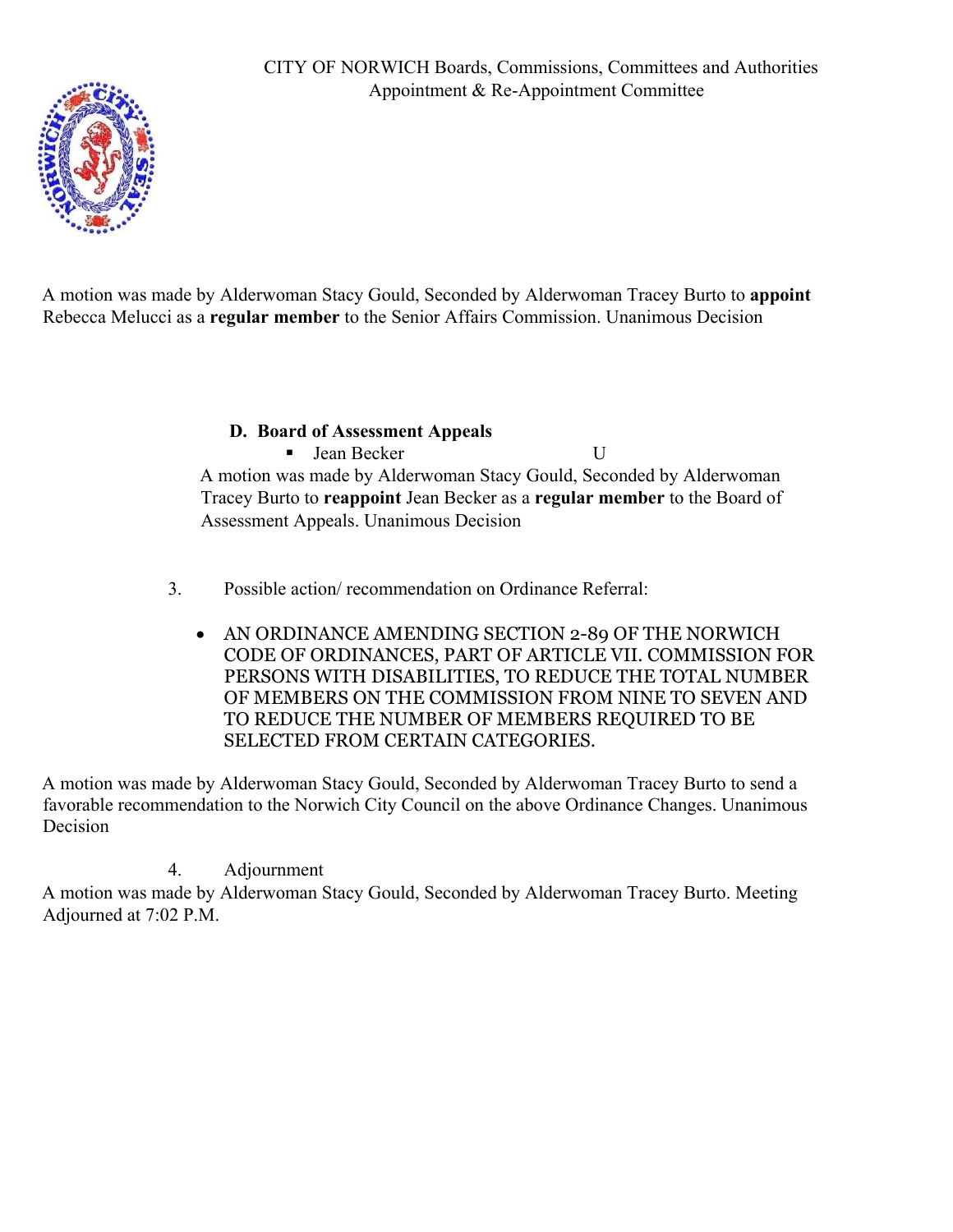CITY OF NORWICH Boards, Commissions, Committees and Authorities
Appointment & Re-Appointment Committee

A motion was made by Alderwoman Stacy Gould, Seconded by Alderwoman Tracey Burto to **appoint** Rebecca Melucci as a **regular member** to the Senior Affairs Commission. Unanimous Decision

**D. Board of Assessment Appeals**

- Jean Becker U

A motion was made by Alderwoman Stacy Gould, Seconded by Alderwoman Tracey Burto to **reappoint** Jean Becker as a **regular member** to the Board of Assessment Appeals. Unanimous Decision

3. Possible action/ recommendation on Ordinance Referral:

- AN ORDINANCE AMENDING SECTION 2-89 OF THE NORWICH CODE OF ORDINANCES, PART OF ARTICLE VII. COMMISSION FOR PERSONS WITH DISABILITIES, TO REDUCE THE TOTAL NUMBER OF MEMBERS ON THE COMMISSION FROM NINE TO SEVEN AND TO REDUCE THE NUMBER OF MEMBERS REQUIRED TO BE SELECTED FROM CERTAIN CATEGORIES.

A motion was made by Alderwoman Stacy Gould, Seconded by Alderwoman Tracey Burto to send a favorable recommendation to the Norwich City Council on the above Ordinance Changes. Unanimous Decision

4. Adjournment

A motion was made by Alderwoman Stacy Gould, Seconded by Alderwoman Tracey Burto. Meeting Adjourned at 7:02 P.M.